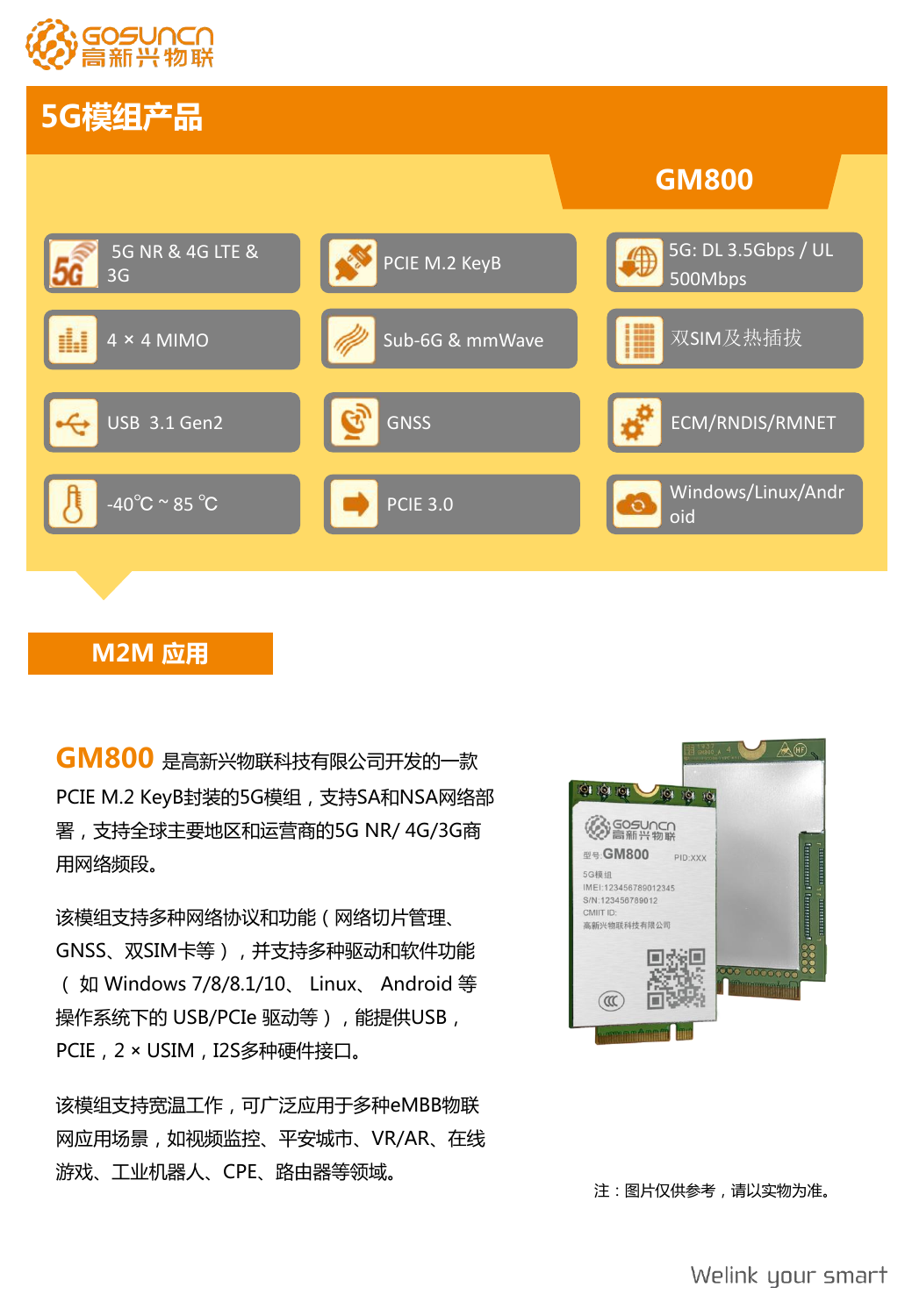GOSUNCN 高新兴物联

# 5G模组产品

## GM800

| | | |
|---|---|---|
| 5G NR & 4G LTE & 3G | PCIE M.2 KeyB | 5G: DL 3.5Gbps / UL 500Mbps |
| 4 × 4 MIMO | Sub-6G & mmWave | 双SIM及热插拔 |
| USB 3.1 Gen2 | GNSS | ECM/RNDIS/RMNET |
| -40℃ ~ 85 ℃ | PCIE 3.0 | Windows/Linux/Android |

## M2M 应用

**GM800** 是高新兴物联科技有限公司开发的一款PCIE M.2 KeyB封装的5G模组，支持SA和NSA网络部署，支持全球主要地区和运营商的5G NR/ 4G/3G商用网络频段。

该模组支持多种网络协议和功能（网络切片管理、GNSS、双SIM卡等），并支持多种驱动和软件功能（ 如 Windows 7/8/8.1/10、 Linux、 Android 等操作系统下的 USB/PCIe 驱动等），能提供USB，PCIE，2 × USIM，I2S多种硬件接口。

该模组支持宽温工作，可广泛应用于多种eMBB物联网应用场景，如视频监控、平安城市、VR/AR、在线游戏、工业机器人、CPE、路由器等领域。

注：图片仅供参考，请以实物为准。

Welink your smart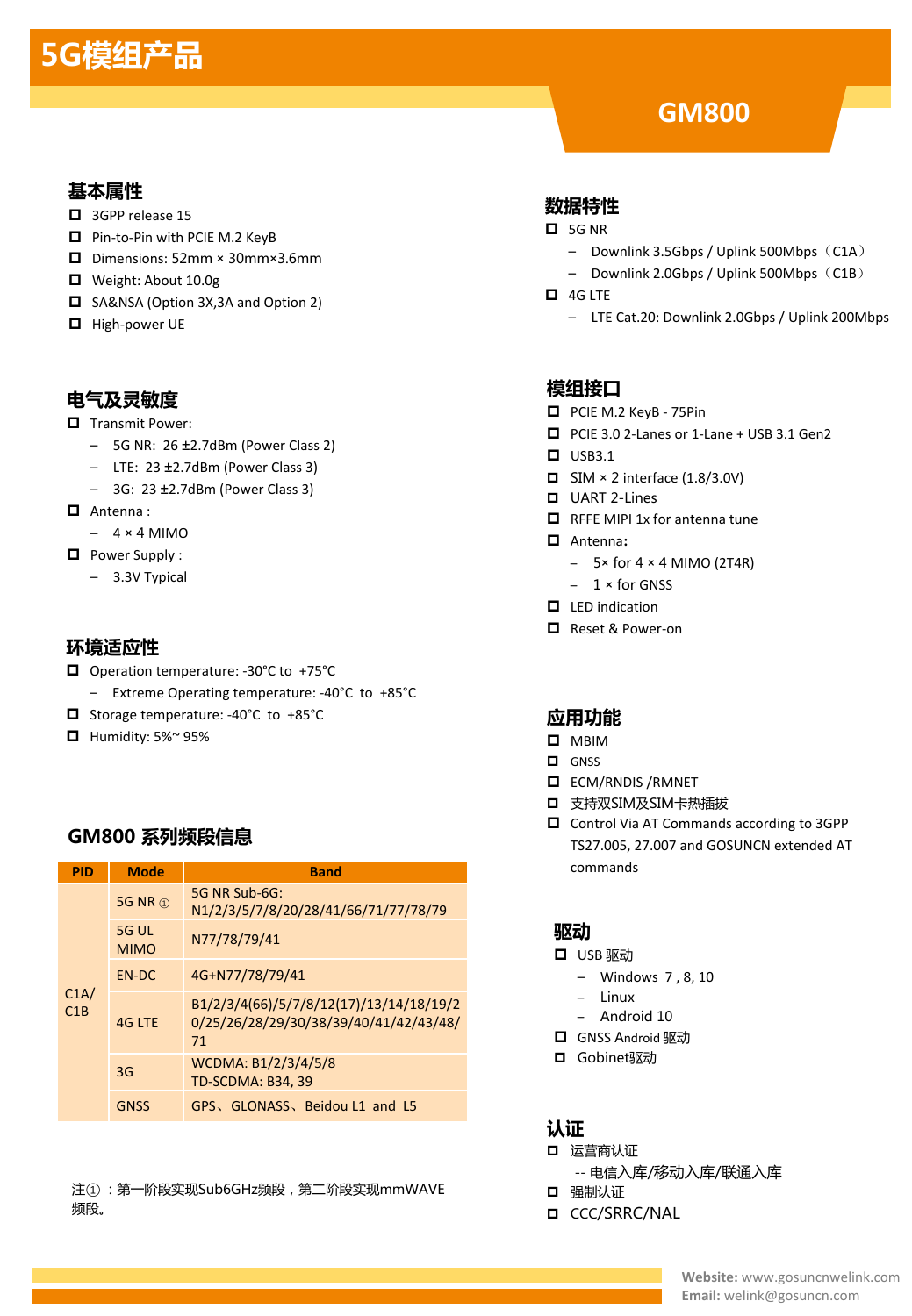# 5G模组产品

## GM800

### 基本属性

- 3GPP release 15
- Pin-to-Pin with PCIE M.2 KeyB
- Dimensions: 52mm × 30mm×3.6mm
- Weight: About 10.0g
- SA&NSA (Option 3X,3A and Option 2)
- High-power UE

### 电气及灵敏度

- Transmit Power:
  - 5G NR: 26 ±2.7dBm (Power Class 2)
  - LTE: 23 ±2.7dBm (Power Class 3)
  - 3G: 23 ±2.7dBm (Power Class 3)
- Antenna :
  - 4 × 4 MIMO
- Power Supply :
  - 3.3V Typical

### 环境适应性

- Operation temperature: -30°C to +75°C
  - Extreme Operating temperature: -40°C to +85°C
- Storage temperature: -40°C to +85°C
- Humidity: 5%~ 95%

### GM800 系列频段信息

| PID | Mode | Band |
|---|---|---|
| C1A/ C1B | 5G NR ① | 5G NR Sub-6G: N1/2/3/5/7/8/20/28/41/66/71/77/78/79 |
| | 5G UL MIMO | N77/78/79/41 |
| | EN-DC | 4G+N77/78/79/41 |
| | 4G LTE | B1/2/3/4(66)/5/7/8/12(17)/13/14/18/19/20/25/26/28/29/30/38/39/40/41/42/43/48/71 |
| | 3G | WCDMA: B1/2/3/4/5/8<br>TD-SCDMA: B34, 39 |
| | GNSS | GPS、GLONASS、Beidou L1 and L5 |

注① ：第一阶段实现Sub6GHz频段，第二阶段实现mmWAVE频段。

### 数据特性

- 5G NR
  - Downlink 3.5Gbps / Uplink 500Mbps（C1A）
  - Downlink 2.0Gbps / Uplink 500Mbps（C1B）
- 4G LTE
  - LTE Cat.20: Downlink 2.0Gbps / Uplink 200Mbps

### 模组接口

- PCIE M.2 KeyB - 75Pin
- PCIE 3.0 2-Lanes or 1-Lane + USB 3.1 Gen2
- USB3.1
- SIM × 2 interface (1.8/3.0V)
- UART 2-Lines
- RFFE MIPI 1x for antenna tune
- Antenna:
  - 5× for 4 × 4 MIMO (2T4R)
  - 1 × for GNSS
- LED indication
- Reset & Power-on

### 应用功能

- MBIM
- GNSS
- ECM/RNDIS /RMNET
- 支持双SIM及SIM卡热插拔
- Control Via AT Commands according to 3GPP TS27.005, 27.007 and GOSUNCN extended AT commands

### 驱动

- USB 驱动
  - Windows 7 , 8, 10
  - Linux
  - Android 10
- GNSS Android 驱动
- Gobinet驱动

### 认证

- 运营商认证
  -- 电信入库/移动入库/联通入库
- 强制认证
- CCC/SRRC/NAL

**Website:** www.gosuncnwelink.com
**Email:** welink@gosuncn.com